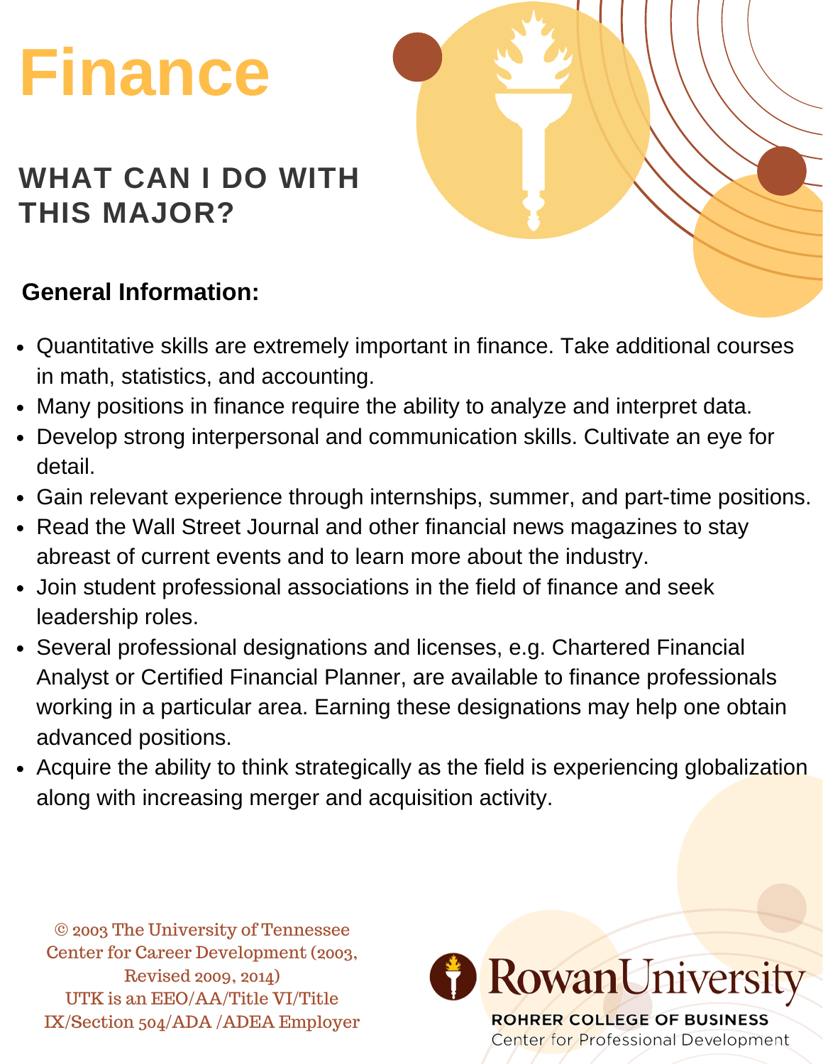# Finance

## WHAT CAN I DO WITH THIS MAJOR?

**General Information:**

- Quantitative skills are extremely important in finance. Take additional courses in math, statistics, and accounting.
- Many positions in finance require the ability to analyze and interpret data.
- Develop strong interpersonal and communication skills. Cultivate an eye for detail.
- Gain relevant experience through internships, summer, and part-time positions.
- Read the Wall Street Journal and other financial news magazines to stay abreast of current events and to learn more about the industry.
- Join student professional associations in the field of finance and seek leadership roles.
- Several professional designations and licenses, e.g. Chartered Financial Analyst or Certified Financial Planner, are available to finance professionals working in a particular area. Earning these designations may help one obtain advanced positions.
- Acquire the ability to think strategically as the field is experiencing globalization along with increasing merger and acquisition activity.

© 2003 The University of Tennessee
Center for Career Development (2003, Revised 2009, 2014)
UTK is an EEO/AA/Title VI/Title IX/Section 504/ADA /ADEA Employer

Rowan University
ROHRER COLLEGE OF BUSINESS
Center for Professional Development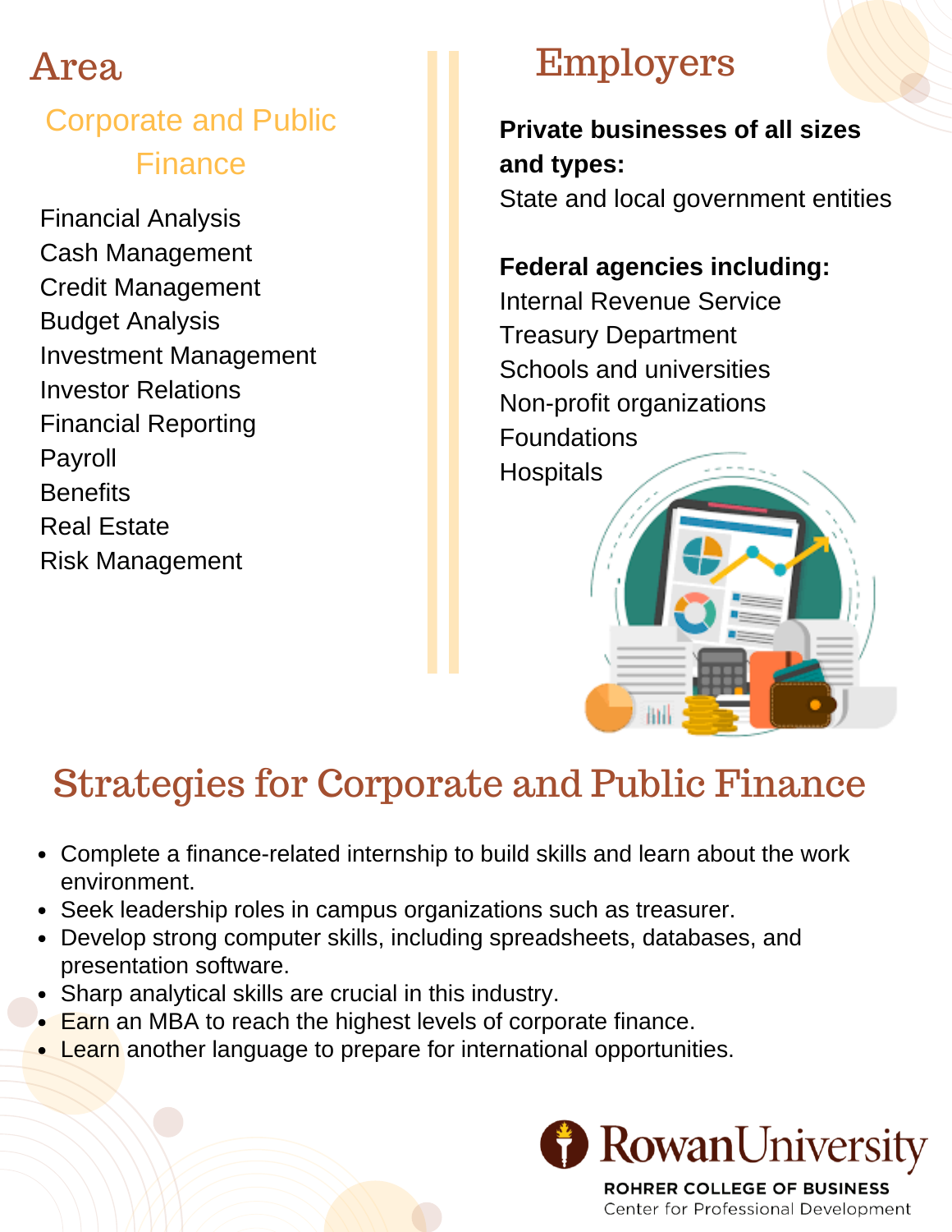## Area

### Corporate and Public Finance

Financial Analysis
Cash Management
Credit Management
Budget Analysis
Investment Management
Investor Relations
Financial Reporting
Payroll
Benefits
Real Estate
Risk Management

## Employers

**Private businesses of all sizes and types:**
State and local government entities

**Federal agencies including:**
Internal Revenue Service
Treasury Department
Schools and universities
Non-profit organizations
Foundations
Hospitals

## Strategies for Corporate and Public Finance

- Complete a finance-related internship to build skills and learn about the work environment.
- Seek leadership roles in campus organizations such as treasurer.
- Develop strong computer skills, including spreadsheets, databases, and presentation software.
- Sharp analytical skills are crucial in this industry.
- Earn an MBA to reach the highest levels of corporate finance.
- Learn another language to prepare for international opportunities.

Rowan University
ROHRER COLLEGE OF BUSINESS
Center for Professional Development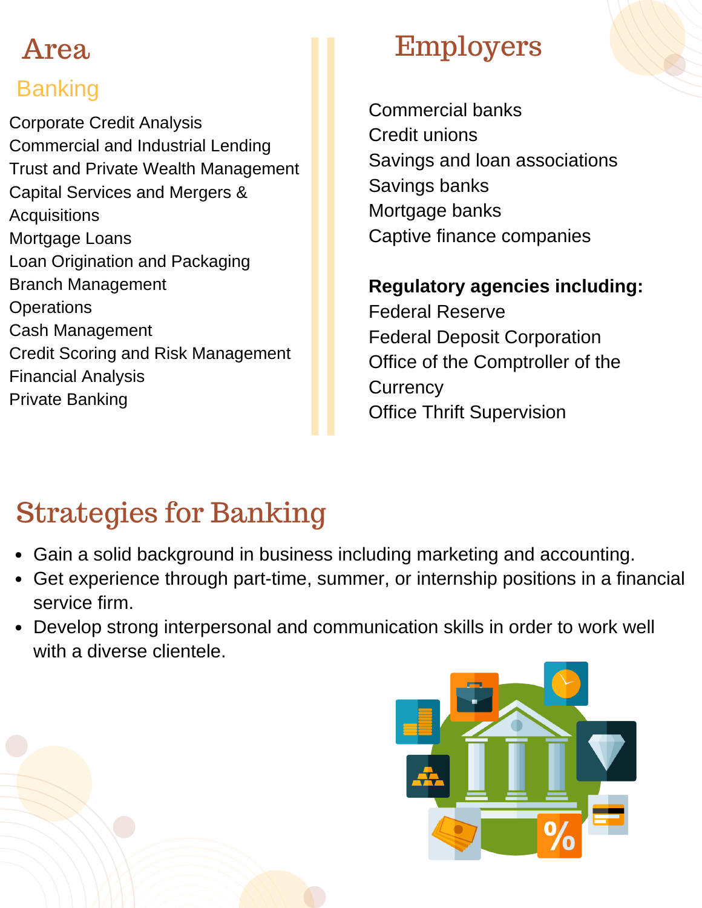## Area

### Banking

Corporate Credit Analysis
Commercial and Industrial Lending
Trust and Private Wealth Management
Capital Services and Mergers & Acquisitions
Mortgage Loans
Loan Origination and Packaging
Branch Management
Operations
Cash Management
Credit Scoring and Risk Management
Financial Analysis
Private Banking

## Employers

Commercial banks
Credit unions
Savings and loan associations
Savings banks
Mortgage banks
Captive finance companies

**Regulatory agencies including:**
Federal Reserve
Federal Deposit Corporation
Office of the Comptroller of the Currency
Office Thrift Supervision

## Strategies for Banking

- Gain a solid background in business including marketing and accounting.
- Get experience through part-time, summer, or internship positions in a financial service firm.
- Develop strong interpersonal and communication skills in order to work well with a diverse clientele.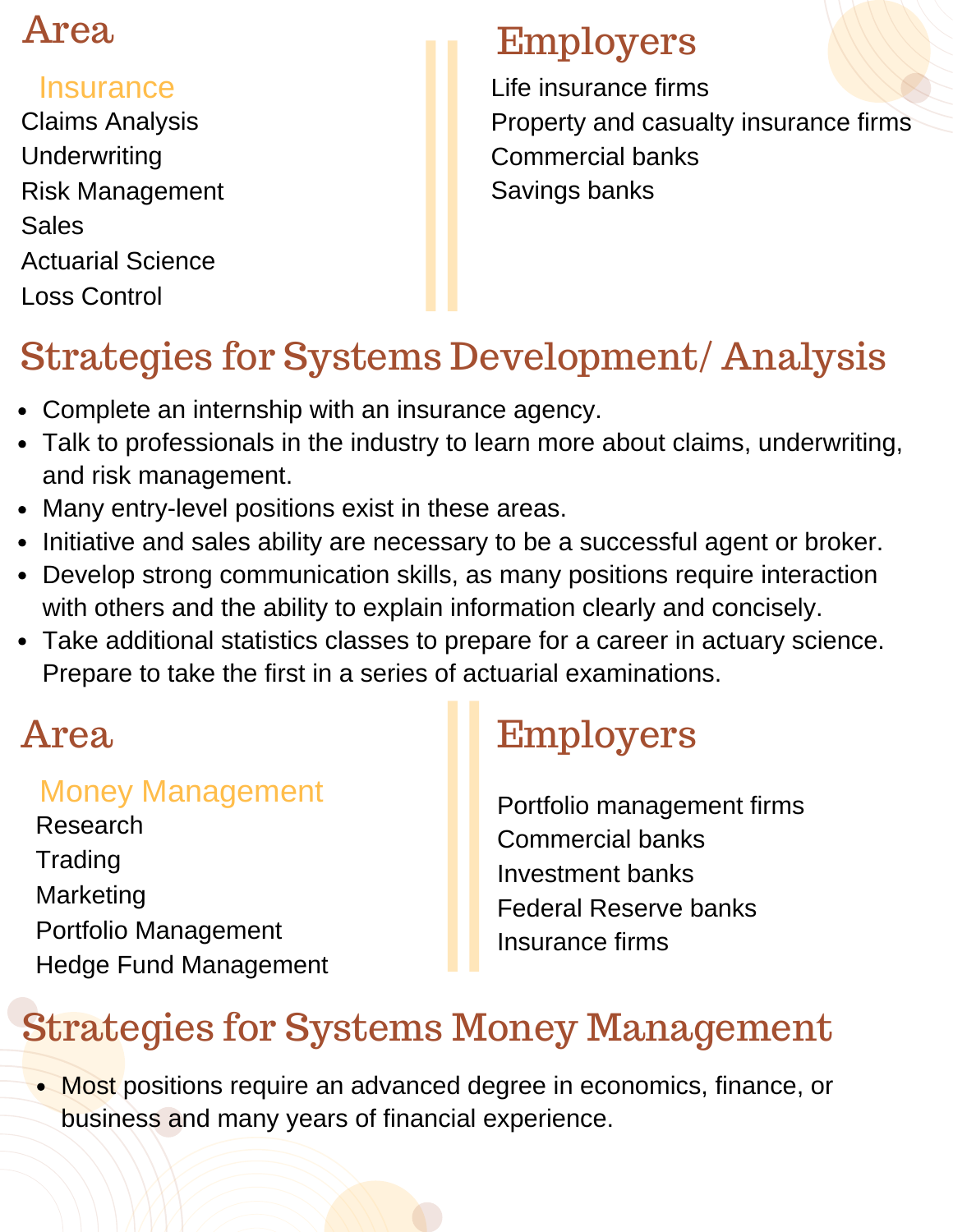## Area

### Insurance

Claims Analysis
Underwriting
Risk Management
Sales
Actuarial Science
Loss Control

## Employers

Life insurance firms
Property and casualty insurance firms
Commercial banks
Savings banks

## Strategies for Systems Development/ Analysis

- Complete an internship with an insurance agency.
- Talk to professionals in the industry to learn more about claims, underwriting, and risk management.
- Many entry-level positions exist in these areas.
- Initiative and sales ability are necessary to be a successful agent or broker.
- Develop strong communication skills, as many positions require interaction with others and the ability to explain information clearly and concisely.
- Take additional statistics classes to prepare for a career in actuary science. Prepare to take the first in a series of actuarial examinations.

## Area

### Money Management

Research
Trading
Marketing
Portfolio Management
Hedge Fund Management

## Employers

Portfolio management firms
Commercial banks
Investment banks
Federal Reserve banks
Insurance firms

## Strategies for Systems Money Management

- Most positions require an advanced degree in economics, finance, or business and many years of financial experience.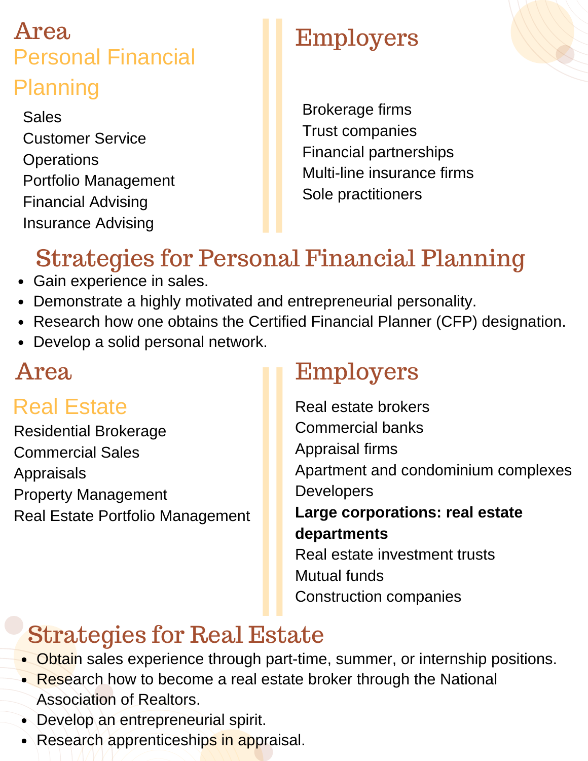## Area

### Personal Financial Planning

Sales
Customer Service
Operations
Portfolio Management
Financial Advising
Insurance Advising

## Employers

Brokerage firms
Trust companies
Financial partnerships
Multi-line insurance firms
Sole practitioners

## Strategies for Personal Financial Planning

- Gain experience in sales.
- Demonstrate a highly motivated and entrepreneurial personality.
- Research how one obtains the Certified Financial Planner (CFP) designation.
- Develop a solid personal network.

## Area

### Real Estate

Residential Brokerage
Commercial Sales
Appraisals
Property Management
Real Estate Portfolio Management

## Employers

Real estate brokers
Commercial banks
Appraisal firms
Apartment and condominium complexes
Developers
**Large corporations: real estate departments**
Real estate investment trusts
Mutual funds
Construction companies

## Strategies for Real Estate

- Obtain sales experience through part-time, summer, or internship positions.
- Research how to become a real estate broker through the National Association of Realtors.
- Develop an entrepreneurial spirit.
- Research apprenticeships in appraisal.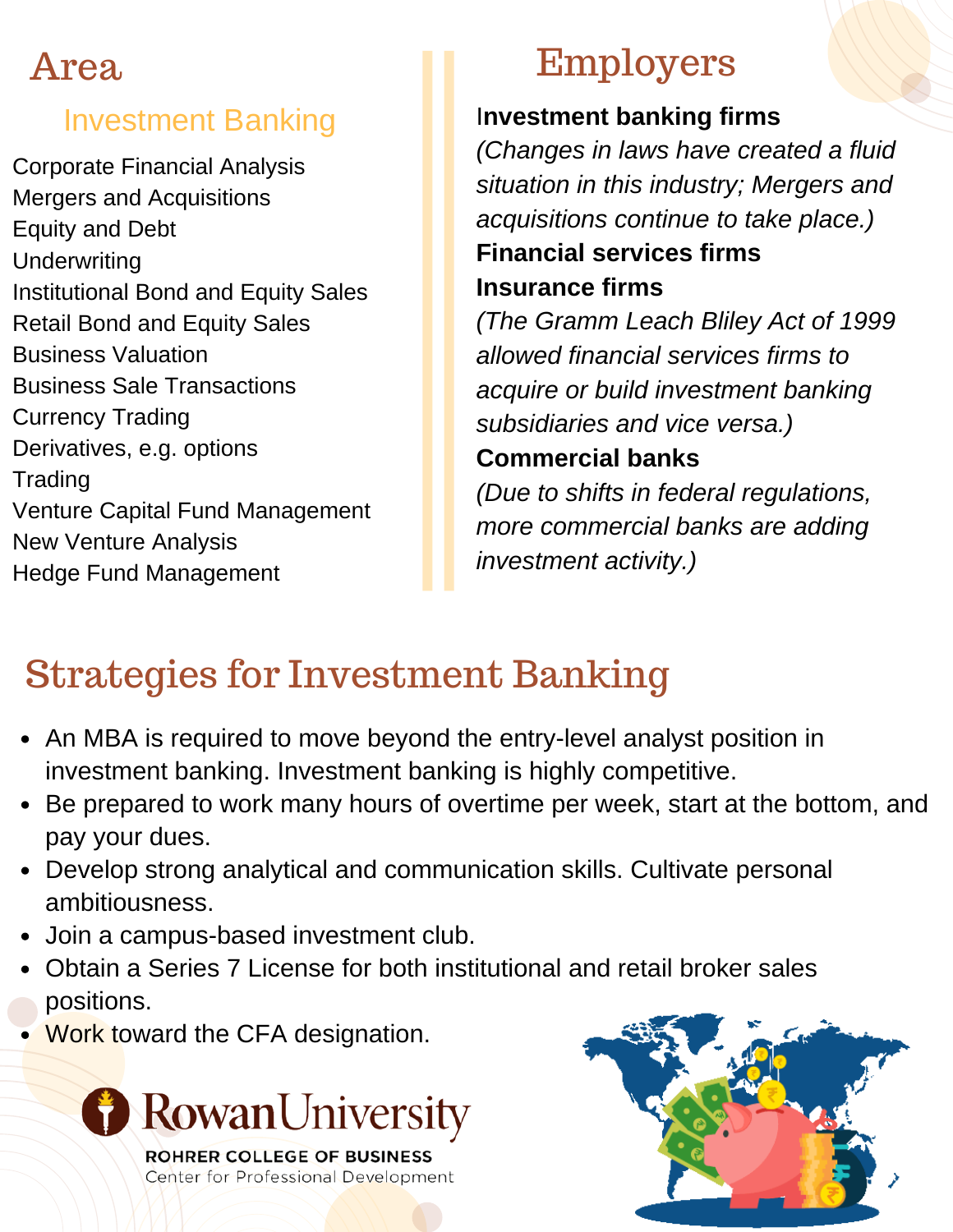## Area

### Investment Banking

Corporate Financial Analysis
Mergers and Acquisitions
Equity and Debt
Underwriting
Institutional Bond and Equity Sales
Retail Bond and Equity Sales
Business Valuation
Business Sale Transactions
Currency Trading
Derivatives, e.g. options
Trading
Venture Capital Fund Management
New Venture Analysis
Hedge Fund Management

## Employers

**Investment banking firms**
*(Changes in laws have created a fluid situation in this industry; Mergers and acquisitions continue to take place.)*
**Financial services firms**
**Insurance firms**
*(The Gramm Leach Bliley Act of 1999 allowed financial services firms to acquire or build investment banking subsidiaries and vice versa.)*
**Commercial banks**
*(Due to shifts in federal regulations, more commercial banks are adding investment activity.)*

## Strategies for Investment Banking

- An MBA is required to move beyond the entry-level analyst position in investment banking. Investment banking is highly competitive.
- Be prepared to work many hours of overtime per week, start at the bottom, and pay your dues.
- Develop strong analytical and communication skills. Cultivate personal ambitiousness.
- Join a campus-based investment club.
- Obtain a Series 7 License for both institutional and retail broker sales positions.
- Work toward the CFA designation.

Rowan University
ROHRER COLLEGE OF BUSINESS
Center for Professional Development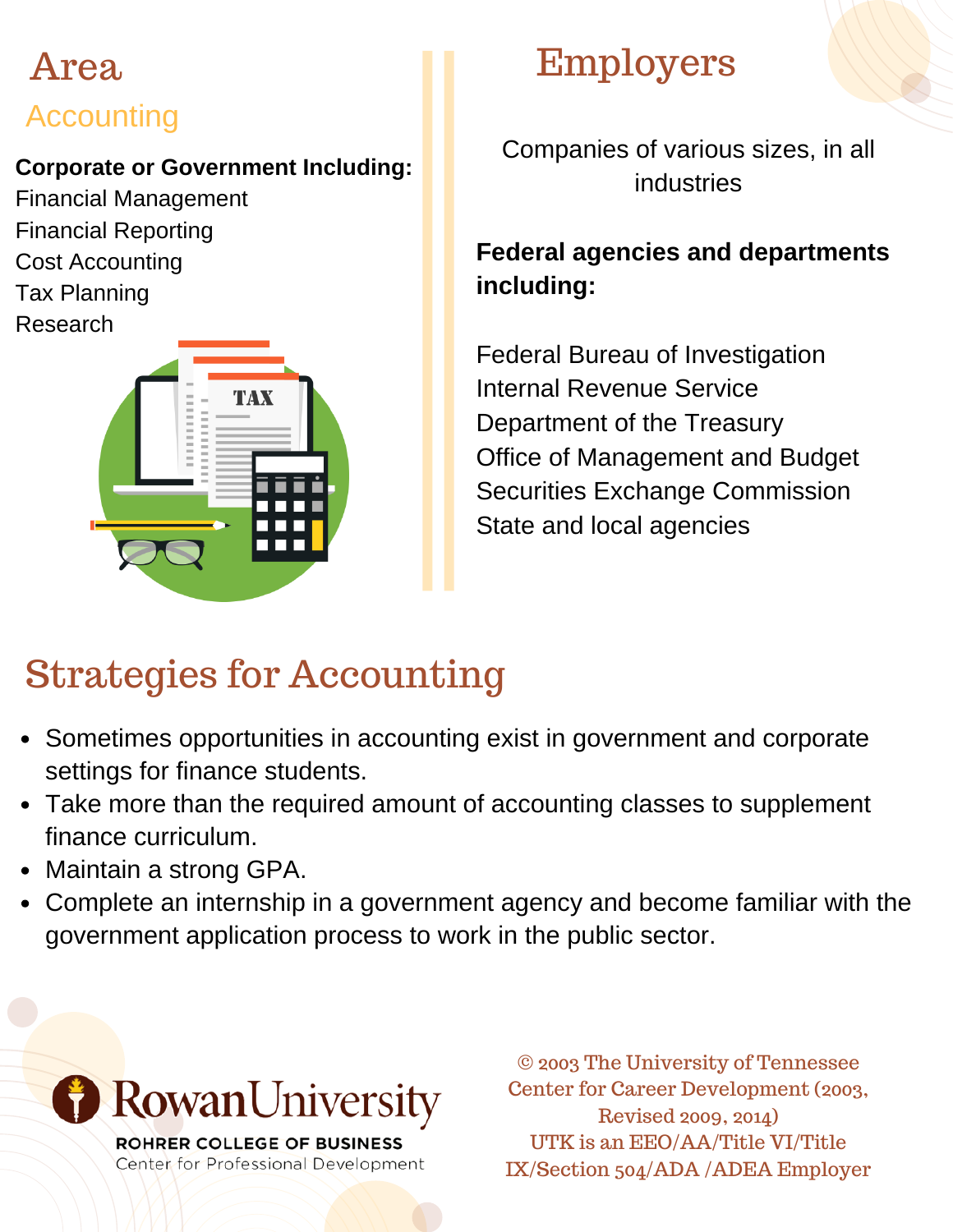## Area

### Accounting

**Corporate or Government Including:**

Financial Management
Financial Reporting
Cost Accounting
Tax Planning
Research

## Employers

Companies of various sizes, in all industries

**Federal agencies and departments including:**

Federal Bureau of Investigation
Internal Revenue Service
Department of the Treasury
Office of Management and Budget
Securities Exchange Commission
State and local agencies

## Strategies for Accounting

- Sometimes opportunities in accounting exist in government and corporate settings for finance students.
- Take more than the required amount of accounting classes to supplement finance curriculum.
- Maintain a strong GPA.
- Complete an internship in a government agency and become familiar with the government application process to work in the public sector.

Rowan University
ROHRER COLLEGE OF BUSINESS
Center for Professional Development

© 2003 The University of Tennessee Center for Career Development (2003, Revised 2009, 2014)
UTK is an EEO/AA/Title VI/Title IX/Section 504/ADA /ADEA Employer